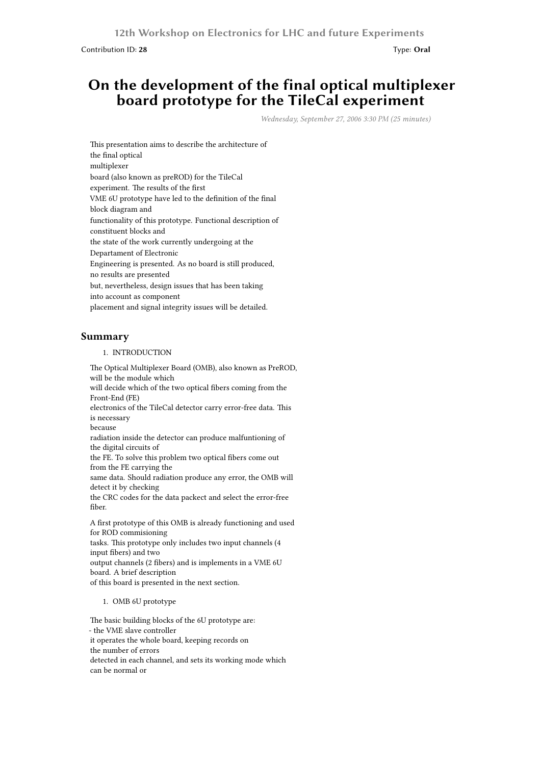12th Workshop on Electronics for LHC and future Experiments

Contribution ID: **28** Type: **Oral**

# On the development of the final optical multiplexer board prototype for the TileCal experiment

*Wednesday, September 27, 2006 3:30 PM (25 minutes)*

This presentation aims to describe the architecture of the final optical multiplexer board (also known as preROD) for the TileCal experiment. The results of the first VME 6U prototype have led to the definition of the final block diagram and functionality of this prototype. Functional description of constituent blocks and the state of the work currently undergoing at the Departament of Electronic Engineering is presented. As no board is still produced, no results are presented but, nevertheless, design issues that has been taking into account as component placement and signal integrity issues will be detailed.

## Summary

1. INTRODUCTION

The Optical Multiplexer Board (OMB), also known as PreROD, will be the module which will decide which of the two optical fibers coming from the Front-End (FE) electronics of the TileCal detector carry error-free data. This is necessary because radiation inside the detector can produce malfuntioning of the digital circuits of the FE. To solve this problem two optical fibers come out from the FE carrying the same data. Should radiation produce any error, the OMB will detect it by checking the CRC codes for the data packect and select the error-free fiber.

A first prototype of this OMB is already functioning and used for ROD commisioning tasks. This prototype only includes two input channels (4 input fibers) and two output channels (2 fibers) and is implements in a VME 6U board. A brief description of this board is presented in the next section.

1. OMB 6U prototype

The basic building blocks of the 6U prototype are:
- the VME slave controller
it operates the whole board, keeping records on the number of errors detected in each channel, and sets its working mode which can be normal or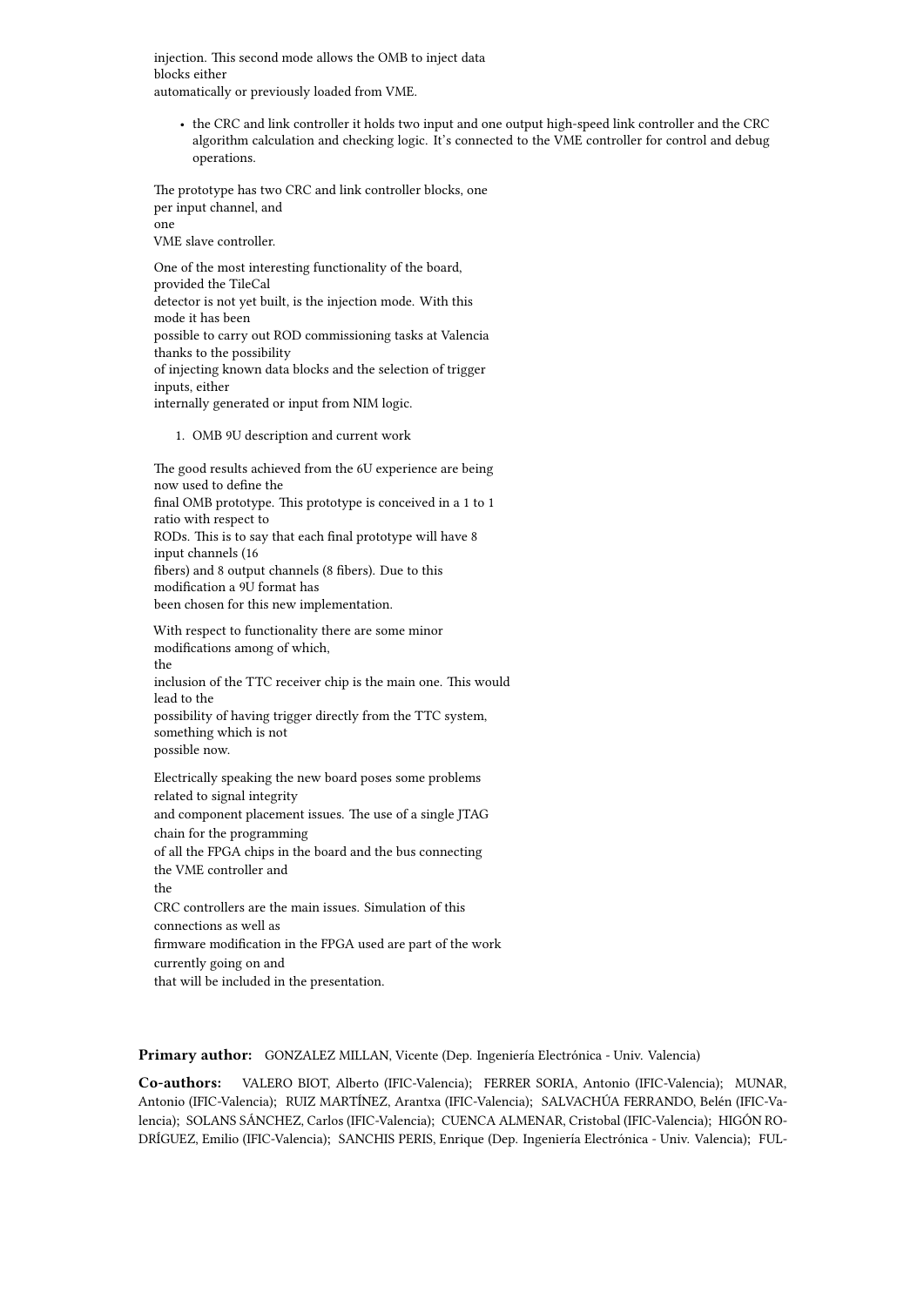injection. This second mode allows the OMB to inject data blocks either automatically or previously loaded from VME.

- the CRC and link controller it holds two input and one output high-speed link controller and the CRC algorithm calculation and checking logic. It's connected to the VME controller for control and debug operations.

The prototype has two CRC and link controller blocks, one per input channel, and one VME slave controller.

One of the most interesting functionality of the board, provided the TileCal detector is not yet built, is the injection mode. With this mode it has been possible to carry out ROD commissioning tasks at Valencia thanks to the possibility of injecting known data blocks and the selection of trigger inputs, either internally generated or input from NIM logic.

1. OMB 9U description and current work

The good results achieved from the 6U experience are being now used to define the final OMB prototype. This prototype is conceived in a 1 to 1 ratio with respect to RODs. This is to say that each final prototype will have 8 input channels (16 fibers) and 8 output channels (8 fibers). Due to this modification a 9U format has been chosen for this new implementation.

With respect to functionality there are some minor modifications among of which, the inclusion of the TTC receiver chip is the main one. This would lead to the possibility of having trigger directly from the TTC system, something which is not possible now.

Electrically speaking the new board poses some problems related to signal integrity and component placement issues. The use of a single JTAG chain for the programming of all the FPGA chips in the board and the bus connecting the VME controller and the CRC controllers are the main issues. Simulation of this connections as well as firmware modification in the FPGA used are part of the work currently going on and that will be included in the presentation.

**Primary author:** GONZALEZ MILLAN, Vicente (Dep. Ingeniería Electrónica - Univ. Valencia)

**Co-authors:** VALERO BIOT, Alberto (IFIC-Valencia); FERRER SORIA, Antonio (IFIC-Valencia); MUNAR, Antonio (IFIC-Valencia); RUIZ MARTÍNEZ, Arantxa (IFIC-Valencia); SALVACHÚA FERRANDO, Belén (IFIC-Valencia); SOLANS SÁNCHEZ, Carlos (IFIC-Valencia); CUENCA ALMENAR, Cristobal (IFIC-Valencia); HIGÓN RODRÍGUEZ, Emilio (IFIC-Valencia); SANCHIS PERIS, Enrique (Dep. Ingeniería Electrónica - Univ. Valencia); FUL-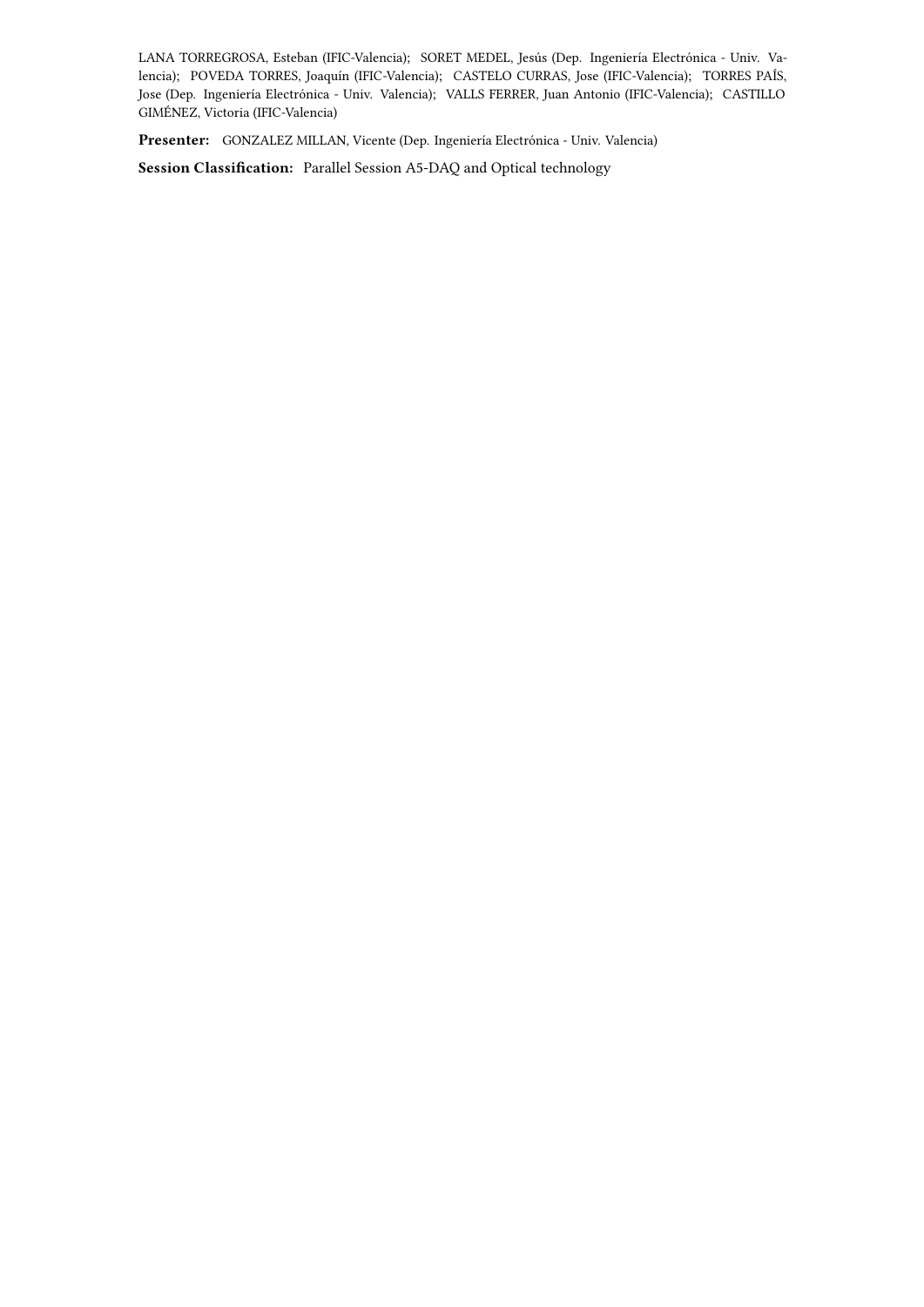LANA TORREGROSA, Esteban (IFIC-Valencia); SORET MEDEL, Jesús (Dep. Ingeniería Electrónica - Univ. Valencia); POVEDA TORRES, Joaquín (IFIC-Valencia); CASTELO CURRAS, Jose (IFIC-Valencia); TORRES PAÍS, Jose (Dep. Ingeniería Electrónica - Univ. Valencia); VALLS FERRER, Juan Antonio (IFIC-Valencia); CASTILLO GIMÉNEZ, Victoria (IFIC-Valencia)

**Presenter:** GONZALEZ MILLAN, Vicente (Dep. Ingeniería Electrónica - Univ. Valencia)

**Session Classification:** Parallel Session A5-DAQ and Optical technology